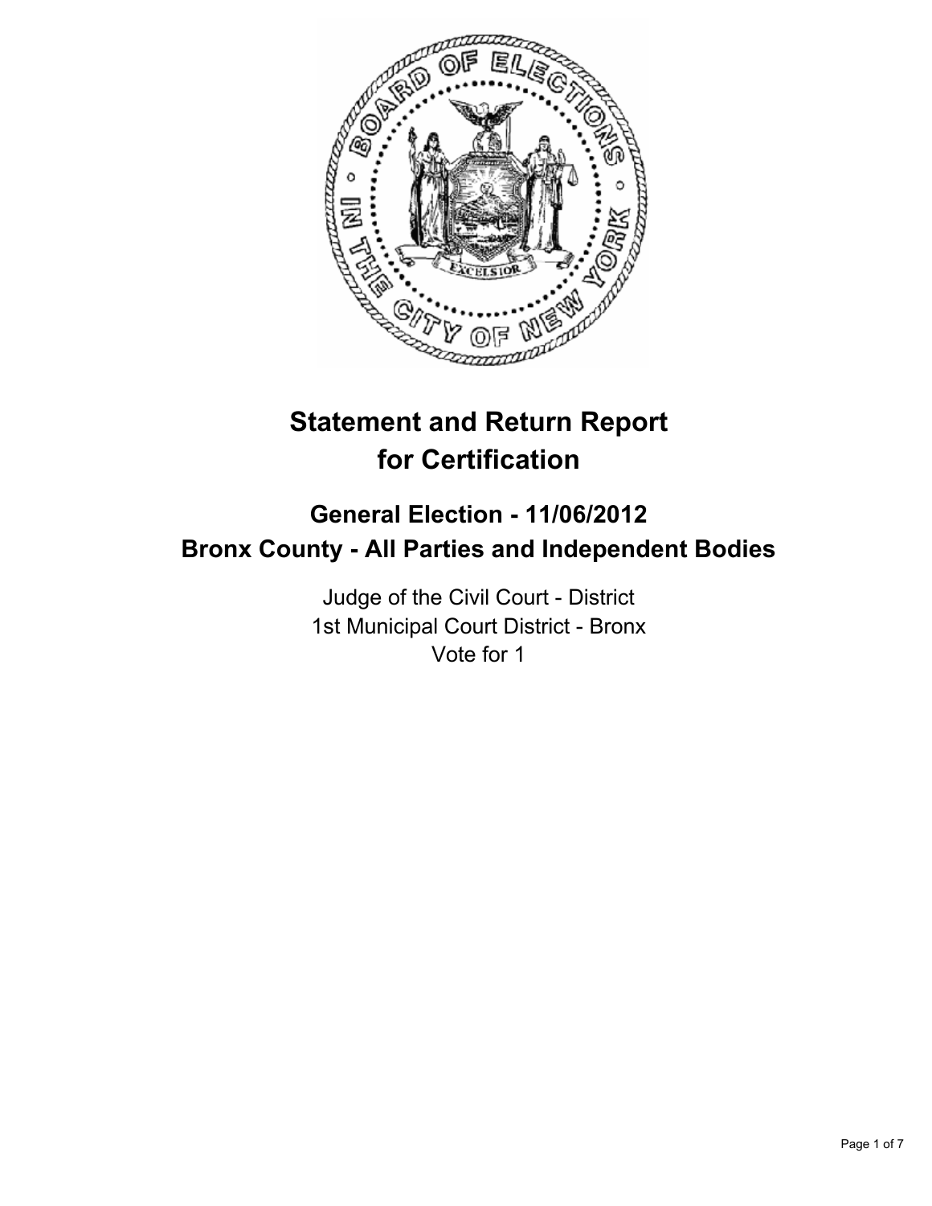# Statement and Return Report for Certification

## General Election - 11/06/2012
## Bronx County - All Parties and Independent Bodies

Judge of the Civil Court - District
1st Municipal Court District - Bronx
Vote for 1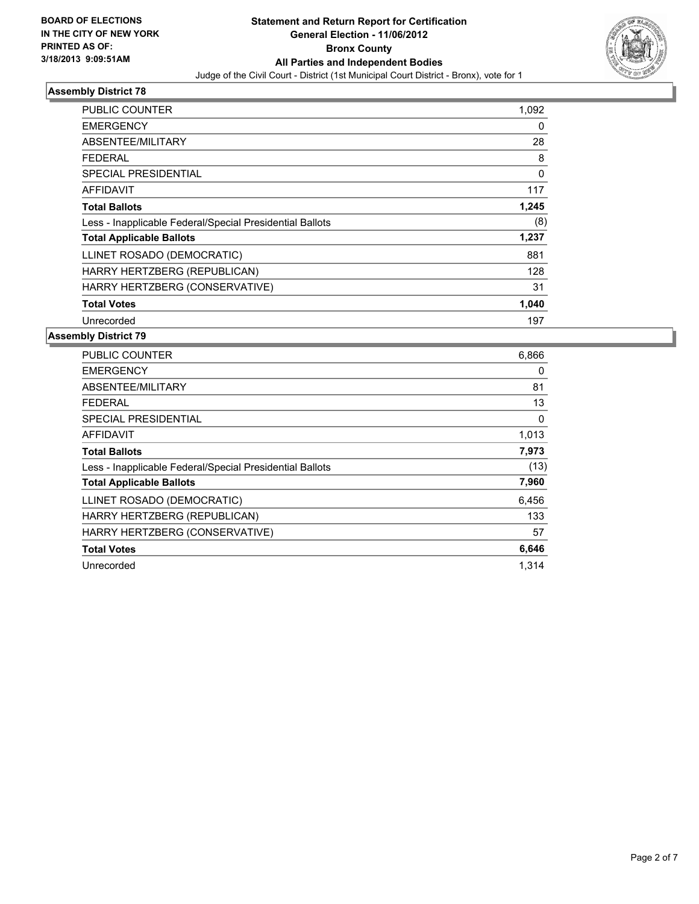BOARD OF ELECTIONS
IN THE CITY OF NEW YORK
PRINTED AS OF:
3/18/2013 9:09:51AM

**Statement and Return Report for Certification**
**General Election - 11/06/2012**
**Bronx County**
**All Parties and Independent Bodies**
Judge of the Civil Court - District (1st Municipal Court District - Bronx), vote for 1

### Assembly District 78

| | |
|---|---|
| PUBLIC COUNTER | 1,092 |
| EMERGENCY | 0 |
| ABSENTEE/MILITARY | 28 |
| FEDERAL | 8 |
| SPECIAL PRESIDENTIAL | 0 |
| AFFIDAVIT | 117 |
| **Total Ballots** | **1,245** |
| Less - Inapplicable Federal/Special Presidential Ballots | (8) |
| **Total Applicable Ballots** | **1,237** |
| LLINET ROSADO (DEMOCRATIC) | 881 |
| HARRY HERTZBERG (REPUBLICAN) | 128 |
| HARRY HERTZBERG (CONSERVATIVE) | 31 |
| **Total Votes** | **1,040** |
| Unrecorded | 197 |

### Assembly District 79

| | |
|---|---|
| PUBLIC COUNTER | 6,866 |
| EMERGENCY | 0 |
| ABSENTEE/MILITARY | 81 |
| FEDERAL | 13 |
| SPECIAL PRESIDENTIAL | 0 |
| AFFIDAVIT | 1,013 |
| **Total Ballots** | **7,973** |
| Less - Inapplicable Federal/Special Presidential Ballots | (13) |
| **Total Applicable Ballots** | **7,960** |
| LLINET ROSADO (DEMOCRATIC) | 6,456 |
| HARRY HERTZBERG (REPUBLICAN) | 133 |
| HARRY HERTZBERG (CONSERVATIVE) | 57 |
| **Total Votes** | **6,646** |
| Unrecorded | 1,314 |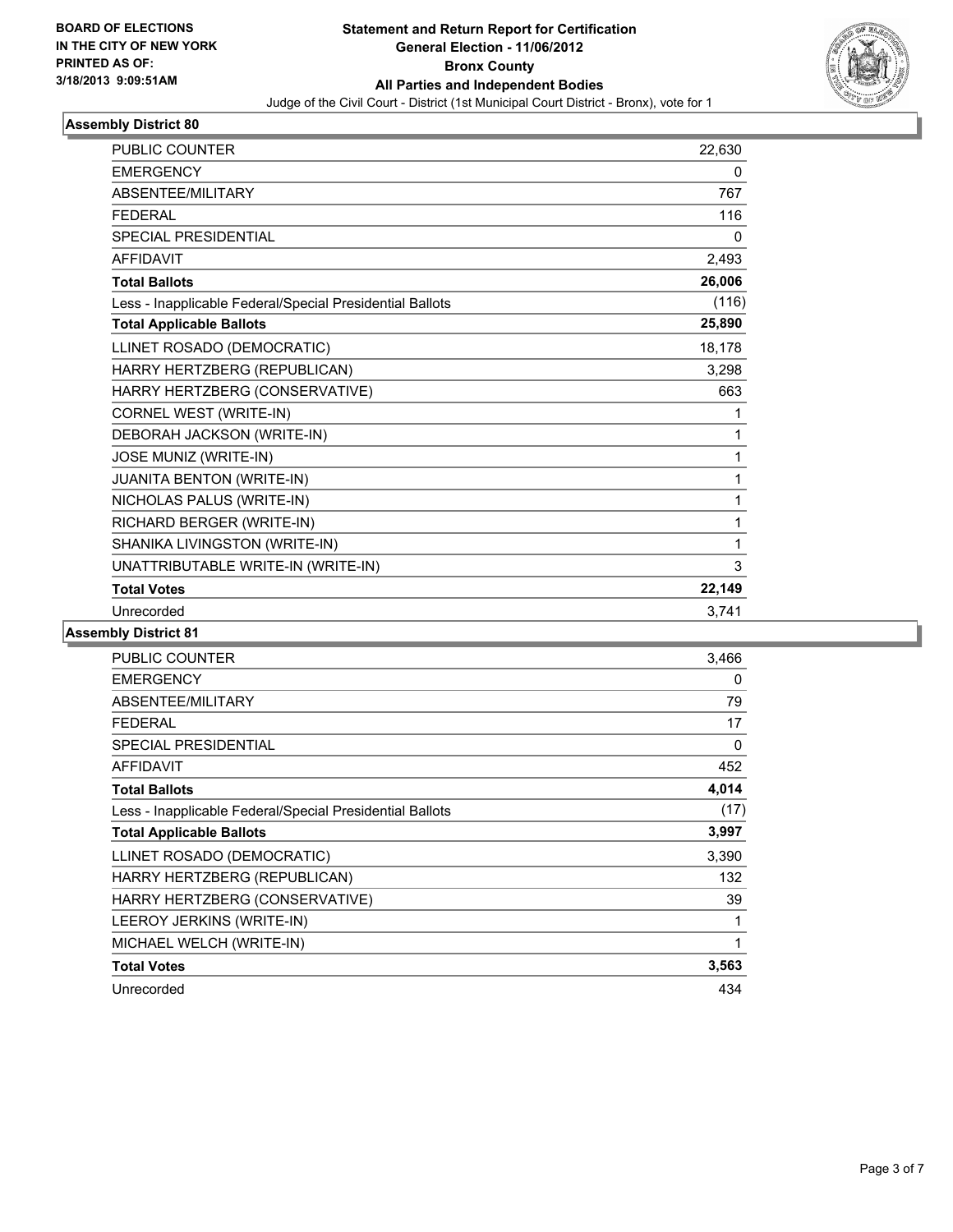BOARD OF ELECTIONS
IN THE CITY OF NEW YORK
PRINTED AS OF:
3/18/2013 9:09:51AM

# Statement and Return Report for Certification
## General Election - 11/06/2012
## Bronx County
## All Parties and Independent Bodies
Judge of the Civil Court - District (1st Municipal Court District - Bronx), vote for 1

### Assembly District 80

| | |
|---|---|
| PUBLIC COUNTER | 22,630 |
| EMERGENCY | 0 |
| ABSENTEE/MILITARY | 767 |
| FEDERAL | 116 |
| SPECIAL PRESIDENTIAL | 0 |
| AFFIDAVIT | 2,493 |
| **Total Ballots** | **26,006** |
| Less - Inapplicable Federal/Special Presidential Ballots | (116) |
| **Total Applicable Ballots** | **25,890** |
| LLINET ROSADO (DEMOCRATIC) | 18,178 |
| HARRY HERTZBERG (REPUBLICAN) | 3,298 |
| HARRY HERTZBERG (CONSERVATIVE) | 663 |
| CORNEL WEST (WRITE-IN) | 1 |
| DEBORAH JACKSON (WRITE-IN) | 1 |
| JOSE MUNIZ (WRITE-IN) | 1 |
| JUANITA BENTON (WRITE-IN) | 1 |
| NICHOLAS PALUS (WRITE-IN) | 1 |
| RICHARD BERGER (WRITE-IN) | 1 |
| SHANIKA LIVINGSTON (WRITE-IN) | 1 |
| UNATTRIBUTABLE WRITE-IN (WRITE-IN) | 3 |
| **Total Votes** | **22,149** |
| Unrecorded | 3,741 |

### Assembly District 81

| | |
|---|---|
| PUBLIC COUNTER | 3,466 |
| EMERGENCY | 0 |
| ABSENTEE/MILITARY | 79 |
| FEDERAL | 17 |
| SPECIAL PRESIDENTIAL | 0 |
| AFFIDAVIT | 452 |
| **Total Ballots** | **4,014** |
| Less - Inapplicable Federal/Special Presidential Ballots | (17) |
| **Total Applicable Ballots** | **3,997** |
| LLINET ROSADO (DEMOCRATIC) | 3,390 |
| HARRY HERTZBERG (REPUBLICAN) | 132 |
| HARRY HERTZBERG (CONSERVATIVE) | 39 |
| LEEROY JERKINS (WRITE-IN) | 1 |
| MICHAEL WELCH (WRITE-IN) | 1 |
| **Total Votes** | **3,563** |
| Unrecorded | 434 |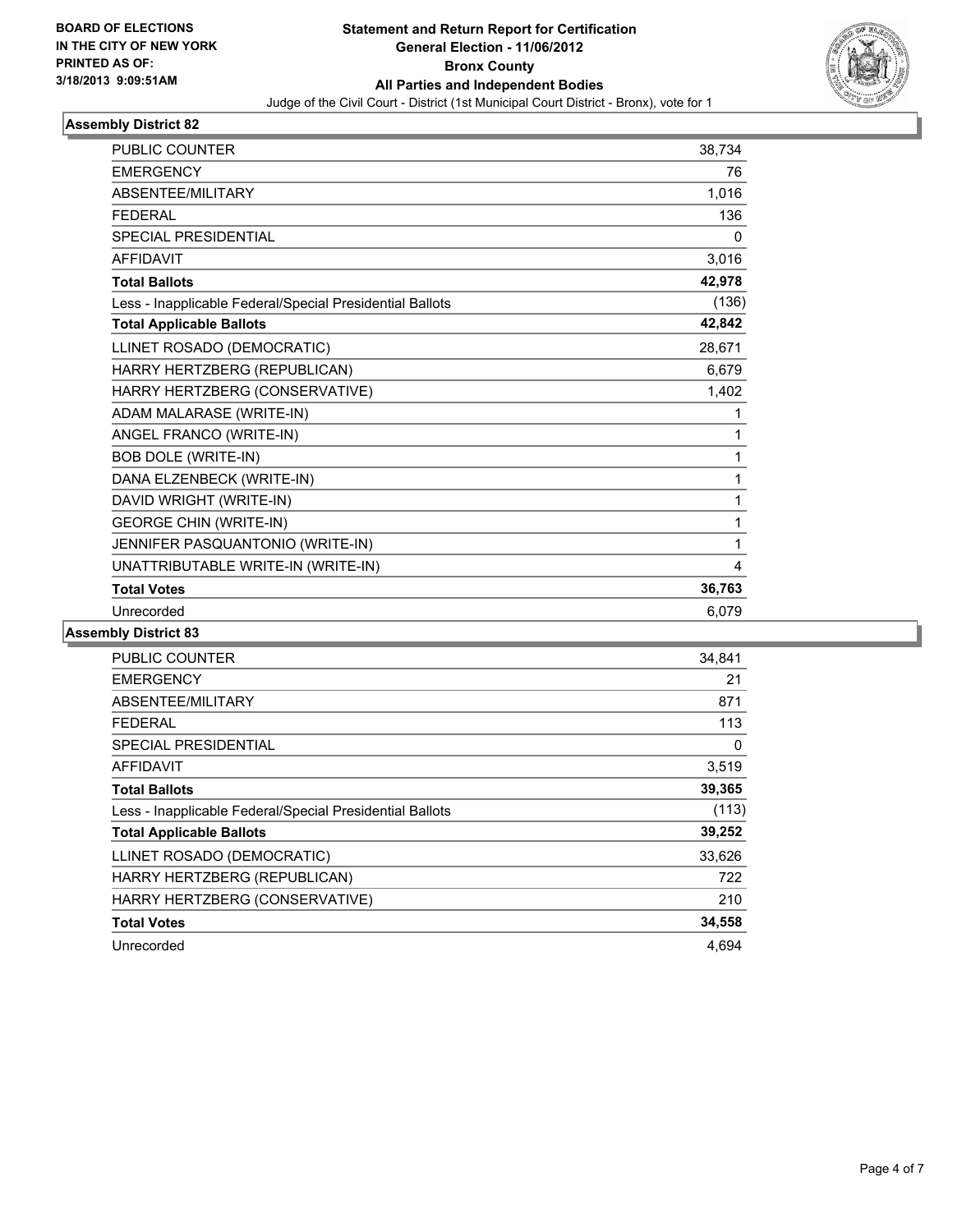**BOARD OF ELECTIONS IN THE CITY OF NEW YORK PRINTED AS OF: 3/18/2013 9:09:51AM**

# Statement and Return Report for Certification
## General Election - 11/06/2012
## Bronx County
## All Parties and Independent Bodies

Judge of the Civil Court - District (1st Municipal Court District - Bronx), vote for 1

### Assembly District 82

| | |
|---|---|
| PUBLIC COUNTER | 38,734 |
| EMERGENCY | 76 |
| ABSENTEE/MILITARY | 1,016 |
| FEDERAL | 136 |
| SPECIAL PRESIDENTIAL | 0 |
| AFFIDAVIT | 3,016 |
| **Total Ballots** | **42,978** |
| Less - Inapplicable Federal/Special Presidential Ballots | (136) |
| **Total Applicable Ballots** | **42,842** |
| LLINET ROSADO (DEMOCRATIC) | 28,671 |
| HARRY HERTZBERG (REPUBLICAN) | 6,679 |
| HARRY HERTZBERG (CONSERVATIVE) | 1,402 |
| ADAM MALARASE (WRITE-IN) | 1 |
| ANGEL FRANCO (WRITE-IN) | 1 |
| BOB DOLE (WRITE-IN) | 1 |
| DANA ELZENBECK (WRITE-IN) | 1 |
| DAVID WRIGHT (WRITE-IN) | 1 |
| GEORGE CHIN (WRITE-IN) | 1 |
| JENNIFER PASQUANTONIO (WRITE-IN) | 1 |
| UNATTRIBUTABLE WRITE-IN (WRITE-IN) | 4 |
| **Total Votes** | **36,763** |
| Unrecorded | 6,079 |

### Assembly District 83

| | |
|---|---|
| PUBLIC COUNTER | 34,841 |
| EMERGENCY | 21 |
| ABSENTEE/MILITARY | 871 |
| FEDERAL | 113 |
| SPECIAL PRESIDENTIAL | 0 |
| AFFIDAVIT | 3,519 |
| **Total Ballots** | **39,365** |
| Less - Inapplicable Federal/Special Presidential Ballots | (113) |
| **Total Applicable Ballots** | **39,252** |
| LLINET ROSADO (DEMOCRATIC) | 33,626 |
| HARRY HERTZBERG (REPUBLICAN) | 722 |
| HARRY HERTZBERG (CONSERVATIVE) | 210 |
| **Total Votes** | **34,558** |
| Unrecorded | 4,694 |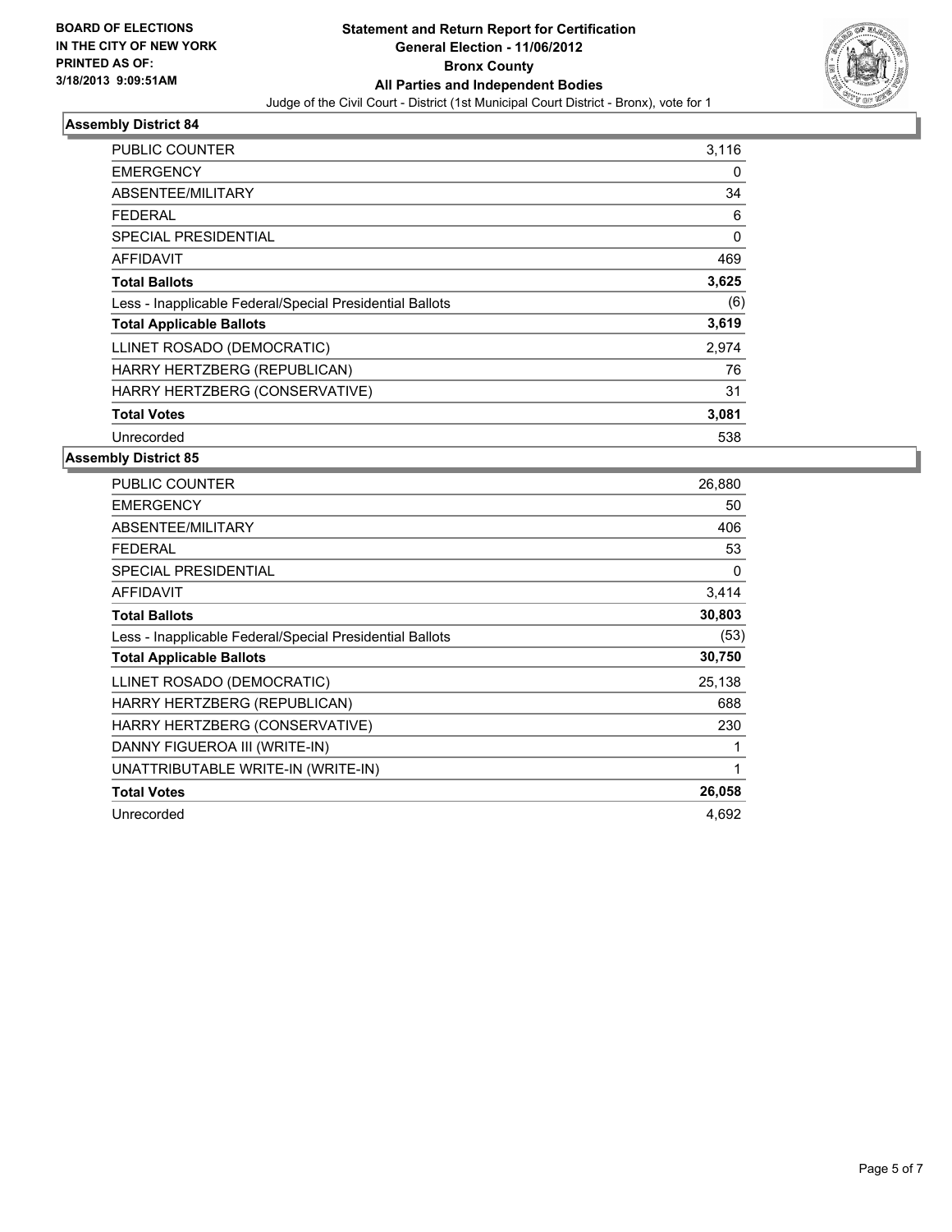BOARD OF ELECTIONS
IN THE CITY OF NEW YORK
PRINTED AS OF:
3/18/2013 9:09:51AM

**Statement and Return Report for Certification**
**General Election - 11/06/2012**
**Bronx County**
**All Parties and Independent Bodies**
Judge of the Civil Court - District (1st Municipal Court District - Bronx), vote for 1

### Assembly District 84

| | |
|---|---|
| PUBLIC COUNTER | 3,116 |
| EMERGENCY | 0 |
| ABSENTEE/MILITARY | 34 |
| FEDERAL | 6 |
| SPECIAL PRESIDENTIAL | 0 |
| AFFIDAVIT | 469 |
| **Total Ballots** | **3,625** |
| Less - Inapplicable Federal/Special Presidential Ballots | (6) |
| **Total Applicable Ballots** | **3,619** |
| LLINET ROSADO (DEMOCRATIC) | 2,974 |
| HARRY HERTZBERG (REPUBLICAN) | 76 |
| HARRY HERTZBERG (CONSERVATIVE) | 31 |
| **Total Votes** | **3,081** |
| Unrecorded | 538 |

### Assembly District 85

| | |
|---|---|
| PUBLIC COUNTER | 26,880 |
| EMERGENCY | 50 |
| ABSENTEE/MILITARY | 406 |
| FEDERAL | 53 |
| SPECIAL PRESIDENTIAL | 0 |
| AFFIDAVIT | 3,414 |
| **Total Ballots** | **30,803** |
| Less - Inapplicable Federal/Special Presidential Ballots | (53) |
| **Total Applicable Ballots** | **30,750** |
| LLINET ROSADO (DEMOCRATIC) | 25,138 |
| HARRY HERTZBERG (REPUBLICAN) | 688 |
| HARRY HERTZBERG (CONSERVATIVE) | 230 |
| DANNY FIGUEROA III (WRITE-IN) | 1 |
| UNATTRIBUTABLE WRITE-IN (WRITE-IN) | 1 |
| **Total Votes** | **26,058** |
| Unrecorded | 4,692 |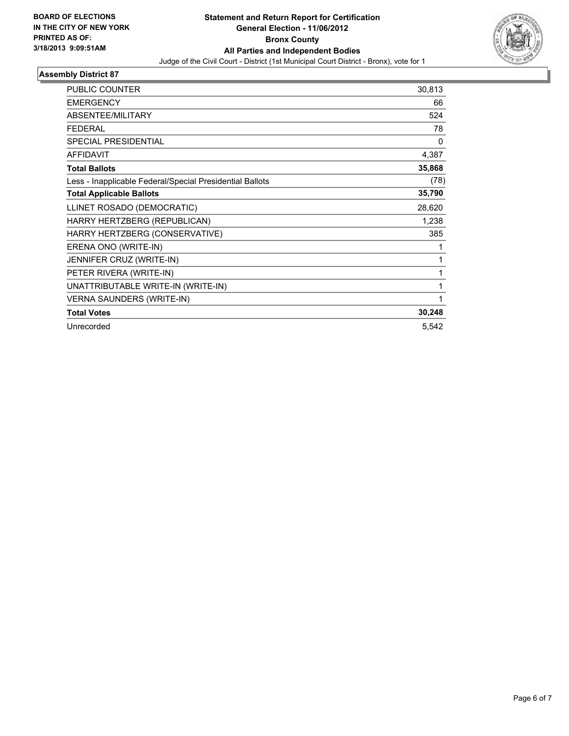**BOARD OF ELECTIONS IN THE CITY OF NEW YORK PRINTED AS OF: 3/18/2013 9:09:51AM**

# Statement and Return Report for Certification
## General Election - 11/06/2012
## Bronx County
## All Parties and Independent Bodies

Judge of the Civil Court - District (1st Municipal Court District - Bronx), vote for 1

### Assembly District 87

| | |
|---|---|
| PUBLIC COUNTER | 30,813 |
| EMERGENCY | 66 |
| ABSENTEE/MILITARY | 524 |
| FEDERAL | 78 |
| SPECIAL PRESIDENTIAL | 0 |
| AFFIDAVIT | 4,387 |
| **Total Ballots** | **35,868** |
| Less - Inapplicable Federal/Special Presidential Ballots | (78) |
| **Total Applicable Ballots** | **35,790** |
| LLINET ROSADO (DEMOCRATIC) | 28,620 |
| HARRY HERTZBERG (REPUBLICAN) | 1,238 |
| HARRY HERTZBERG (CONSERVATIVE) | 385 |
| ERENA ONO (WRITE-IN) | 1 |
| JENNIFER CRUZ (WRITE-IN) | 1 |
| PETER RIVERA (WRITE-IN) | 1 |
| UNATTRIBUTABLE WRITE-IN (WRITE-IN) | 1 |
| VERNA SAUNDERS (WRITE-IN) | 1 |
| **Total Votes** | **30,248** |
| Unrecorded | 5,542 |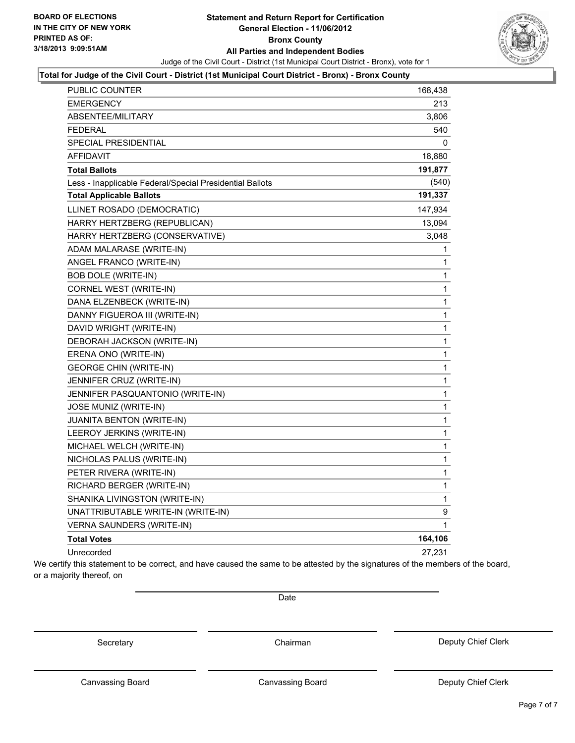BOARD OF ELECTIONS
IN THE CITY OF NEW YORK
PRINTED AS OF:
3/18/2013 9:09:51AM

**Statement and Return Report for Certification**
**General Election - 11/06/2012**
**Bronx County**
**All Parties and Independent Bodies**
Judge of the Civil Court - District (1st Municipal Court District - Bronx), vote for 1

**Total for Judge of the Civil Court - District (1st Municipal Court District - Bronx) - Bronx County**

| | |
|---|---|
| PUBLIC COUNTER | 168,438 |
| EMERGENCY | 213 |
| ABSENTEE/MILITARY | 3,806 |
| FEDERAL | 540 |
| SPECIAL PRESIDENTIAL | 0 |
| AFFIDAVIT | 18,880 |
| **Total Ballots** | **191,877** |
| Less - Inapplicable Federal/Special Presidential Ballots | (540) |
| **Total Applicable Ballots** | **191,337** |
| LLINET ROSADO (DEMOCRATIC) | 147,934 |
| HARRY HERTZBERG (REPUBLICAN) | 13,094 |
| HARRY HERTZBERG (CONSERVATIVE) | 3,048 |
| ADAM MALARASE (WRITE-IN) | 1 |
| ANGEL FRANCO (WRITE-IN) | 1 |
| BOB DOLE (WRITE-IN) | 1 |
| CORNEL WEST (WRITE-IN) | 1 |
| DANA ELZENBECK (WRITE-IN) | 1 |
| DANNY FIGUEROA III (WRITE-IN) | 1 |
| DAVID WRIGHT (WRITE-IN) | 1 |
| DEBORAH JACKSON (WRITE-IN) | 1 |
| ERENA ONO (WRITE-IN) | 1 |
| GEORGE CHIN (WRITE-IN) | 1 |
| JENNIFER CRUZ (WRITE-IN) | 1 |
| JENNIFER PASQUANTONIO (WRITE-IN) | 1 |
| JOSE MUNIZ (WRITE-IN) | 1 |
| JUANITA BENTON (WRITE-IN) | 1 |
| LEEROY JERKINS (WRITE-IN) | 1 |
| MICHAEL WELCH (WRITE-IN) | 1 |
| NICHOLAS PALUS (WRITE-IN) | 1 |
| PETER RIVERA (WRITE-IN) | 1 |
| RICHARD BERGER (WRITE-IN) | 1 |
| SHANIKA LIVINGSTON (WRITE-IN) | 1 |
| UNATTRIBUTABLE WRITE-IN (WRITE-IN) | 9 |
| VERNA SAUNDERS (WRITE-IN) | 1 |
| **Total Votes** | **164,106** |
| Unrecorded | 27,231 |

We certify this statement to be correct, and have caused the same to be attested by the signatures of the members of the board, or a majority thereof, on

Date

Secretary | Chairman | Deputy Chief Clerk

Canvassing Board | Canvassing Board | Deputy Chief Clerk